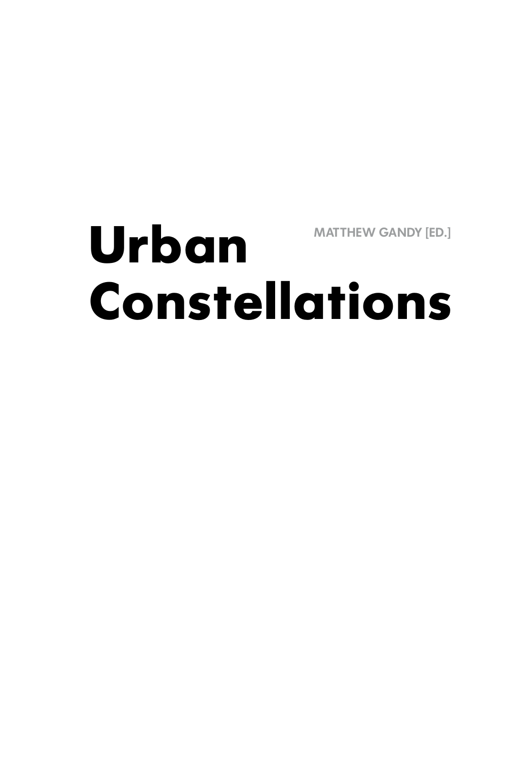# Urban Constellations

MATTHEW GANDY [ED.]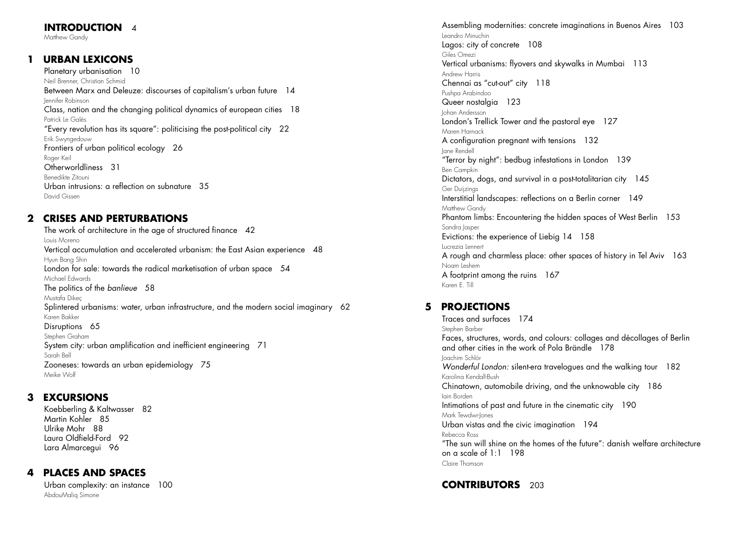## INTRODUCTION 4

Matthew Gandy

## 1 URBAN LEXICONS

Planetary urbanisation 10
Neil Brenner, Christian Schmid

Between Marx and Deleuze: discourses of capitalism's urban future 14
Jennifer Robinson

Class, nation and the changing political dynamics of european cities 18
Patrick Le Galès

"Every revolution has its square": politicising the post-political city 22
Erik Swyngedouw

Frontiers of urban political ecology 26
Roger Keil

Otherworldliness 31
Benedikte Zitouni

Urban intrusions: a reflection on subnature 35
David Gissen

## 2 CRISES AND PERTURBATIONS

The work of architecture in the age of structured finance 42
Louis Moreno

Vertical accumulation and accelerated urbanism: the East Asian experience 48
Hyun Bang Shin

London for sale: towards the radical marketisation of urban space 54
Michael Edwards

The politics of the *banlieue* 58
Mustafa Dikeç

Splintered urbanisms: water, urban infrastructure, and the modern social imaginary 62
Karen Bakker

Disruptions 65
Stephen Graham

System city: urban amplification and inefficient engineering 71
Sarah Bell

Zooneses: towards an urban epidemiology 75
Meike Wolf

## 3 EXCURSIONS

Koebberling & Kaltwasser 82
Martin Kohler 85
Ulrike Mohr 88
Laura Oldfield-Ford 92
Lara Almarcegui 96

## 4 PLACES AND SPACES

Urban complexity: an instance 100
AbdouMaliq Simone

Assembling modernities: concrete imaginations in Buenos Aires 103
Leandro Minuchin

Lagos: city of concrete 108
Giles Omezi

Vertical urbanisms: flyovers and skywalks in Mumbai 113
Andrew Harris

Chennai as "cut-out" city 118
Pushpa Arabindoo

Queer nostalgia 123
Johan Andersson

London's Trellick Tower and the pastoral eye 127
Maren Harnack

A configuration pregnant with tensions 132
Jane Rendell

"Terror by night": bedbug infestations in London 139
Ben Campkin

Dictators, dogs, and survival in a post-totalitarian city 145
Ger Duijzings

Interstitial landscapes: reflections on a Berlin corner 149
Matthew Gandy

Phantom limbs: Encountering the hidden spaces of West Berlin 153
Sandra Jasper

Evictions: the experience of Liebig 14 158
Lucrezia Lennert

A rough and charmless place: other spaces of history in Tel Aviv 163
Noam Leshem

A footprint among the ruins 167
Karen E. Till

## 5 PROJECTIONS

Traces and surfaces 174
Stephen Barber

Faces, structures, words, and colours: collages and décollages of Berlin and other cities in the work of Pola Brändle 178
Joachim Schlör

*Wonderful London:* silent-era travelogues and the walking tour 182
Karolina Kendall-Bush

Chinatown, automobile driving, and the unknowable city 186
Iain Borden

Intimations of past and future in the cinematic city 190
Mark Tewdwr-Jones

Urban vistas and the civic imagination 194
Rebecca Ross

"The sun will shine on the homes of the future": danish welfare architecture on a scale of 1:1 198
Claire Thomson

## CONTRIBUTORS 203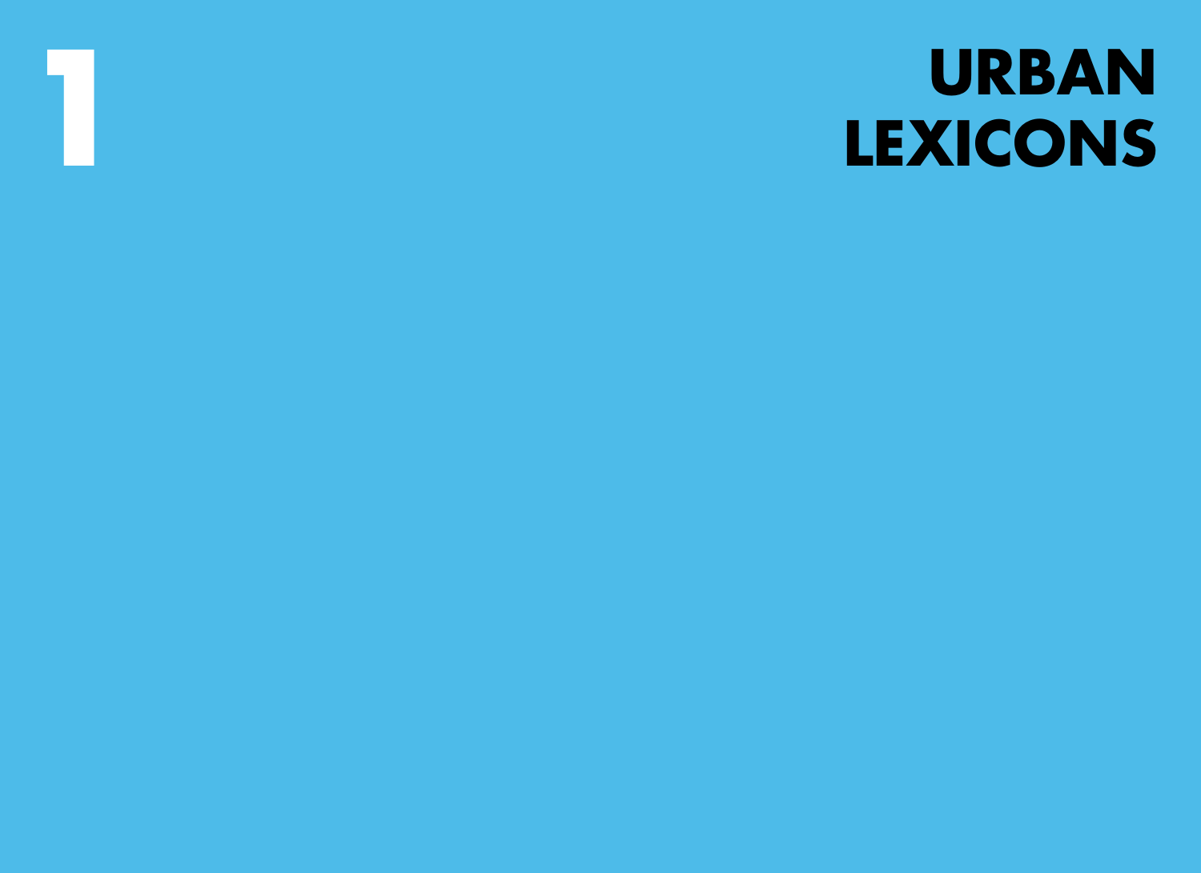# 1

# URBAN LEXICONS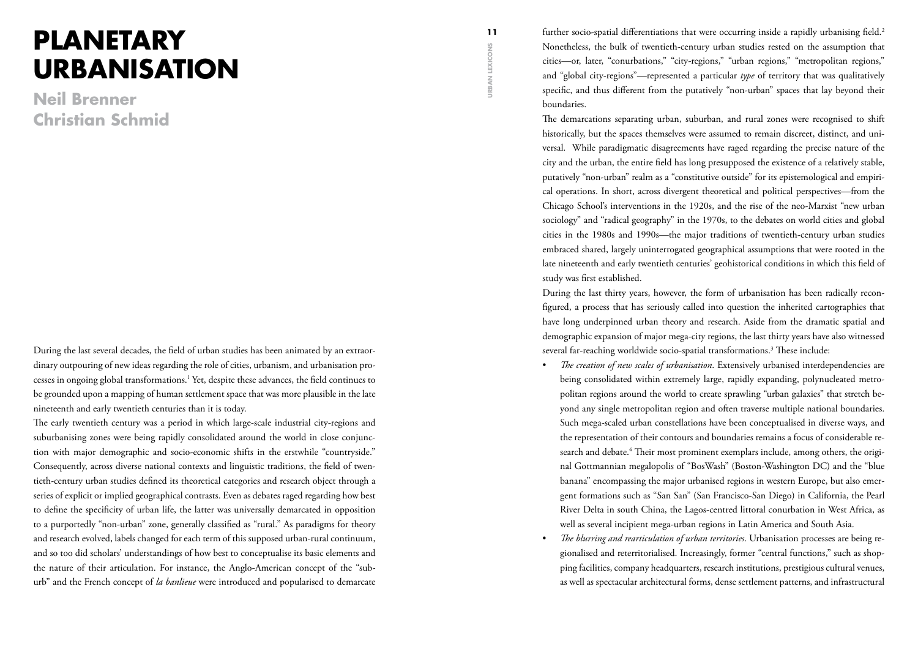# PLANETARY URBANISATION

## Neil Brenner
## Christian Schmid

During the last several decades, the field of urban studies has been animated by an extraordinary outpouring of new ideas regarding the role of cities, urbanism, and urbanisation processes in ongoing global transformations.[1] Yet, despite these advances, the field continues to be grounded upon a mapping of human settlement space that was more plausible in the late nineteenth and early twentieth centuries than it is today.

The early twentieth century was a period in which large-scale industrial city-regions and suburbanising zones were being rapidly consolidated around the world in close conjunction with major demographic and socio-economic shifts in the erstwhile "countryside." Consequently, across diverse national contexts and linguistic traditions, the field of twentieth-century urban studies defined its theoretical categories and research object through a series of explicit or implied geographical contrasts. Even as debates raged regarding how best to define the specificity of urban life, the latter was universally demarcated in opposition to a purportedly "non-urban" zone, generally classified as "rural." As paradigms for theory and research evolved, labels changed for each term of this supposed urban-rural continuum, and so too did scholars' understandings of how best to conceptualise its basic elements and the nature of their articulation. For instance, the Anglo-American concept of the "suburb" and the French concept of *la banlieue* were introduced and popularised to demarcate further socio-spatial differentiations that were occurring inside a rapidly urbanising field.[2] Nonetheless, the bulk of twentieth-century urban studies rested on the assumption that cities—or, later, "conurbations," "city-regions," "urban regions," "metropolitan regions," and "global city-regions"—represented a particular *type* of territory that was qualitatively specific, and thus different from the putatively "non-urban" spaces that lay beyond their boundaries.

The demarcations separating urban, suburban, and rural zones were recognised to shift historically, but the spaces themselves were assumed to remain discreet, distinct, and universal. While paradigmatic disagreements have raged regarding the precise nature of the city and the urban, the entire field has long presupposed the existence of a relatively stable, putatively "non-urban" realm as a "constitutive outside" for its epistemological and empirical operations. In short, across divergent theoretical and political perspectives—from the Chicago School's interventions in the 1920s, and the rise of the neo-Marxist "new urban sociology" and "radical geography" in the 1970s, to the debates on world cities and global cities in the 1980s and 1990s—the major traditions of twentieth-century urban studies embraced shared, largely uninterrogated geographical assumptions that were rooted in the late nineteenth and early twentieth centuries' geohistorical conditions in which this field of study was first established.

During the last thirty years, however, the form of urbanisation has been radically reconfigured, a process that has seriously called into question the inherited cartographies that have long underpinned urban theory and research. Aside from the dramatic spatial and demographic expansion of major mega-city regions, the last thirty years have also witnessed several far-reaching worldwide socio-spatial transformations.[3] These include:

- *The creation of new scales of urbanisation*. Extensively urbanised interdependencies are being consolidated within extremely large, rapidly expanding, polynucleated metropolitan regions around the world to create sprawling "urban galaxies" that stretch beyond any single metropolitan region and often traverse multiple national boundaries. Such mega-scaled urban constellations have been conceptualised in diverse ways, and the representation of their contours and boundaries remains a focus of considerable research and debate.[4] Their most prominent exemplars include, among others, the original Gottmannian megalopolis of "BosWash" (Boston-Washington DC) and the "blue banana" encompassing the major urbanised regions in western Europe, but also emergent formations such as "San San" (San Francisco-San Diego) in California, the Pearl River Delta in south China, the Lagos-centred littoral conurbation in West Africa, as well as several incipient mega-urban regions in Latin America and South Asia.
- *The blurring and rearticulation of urban territories*. Urbanisation processes are being regionalised and reterritorialised. Increasingly, former "central functions," such as shopping facilities, company headquarters, research institutions, prestigious cultural venues, as well as spectacular architectural forms, dense settlement patterns, and infrastructural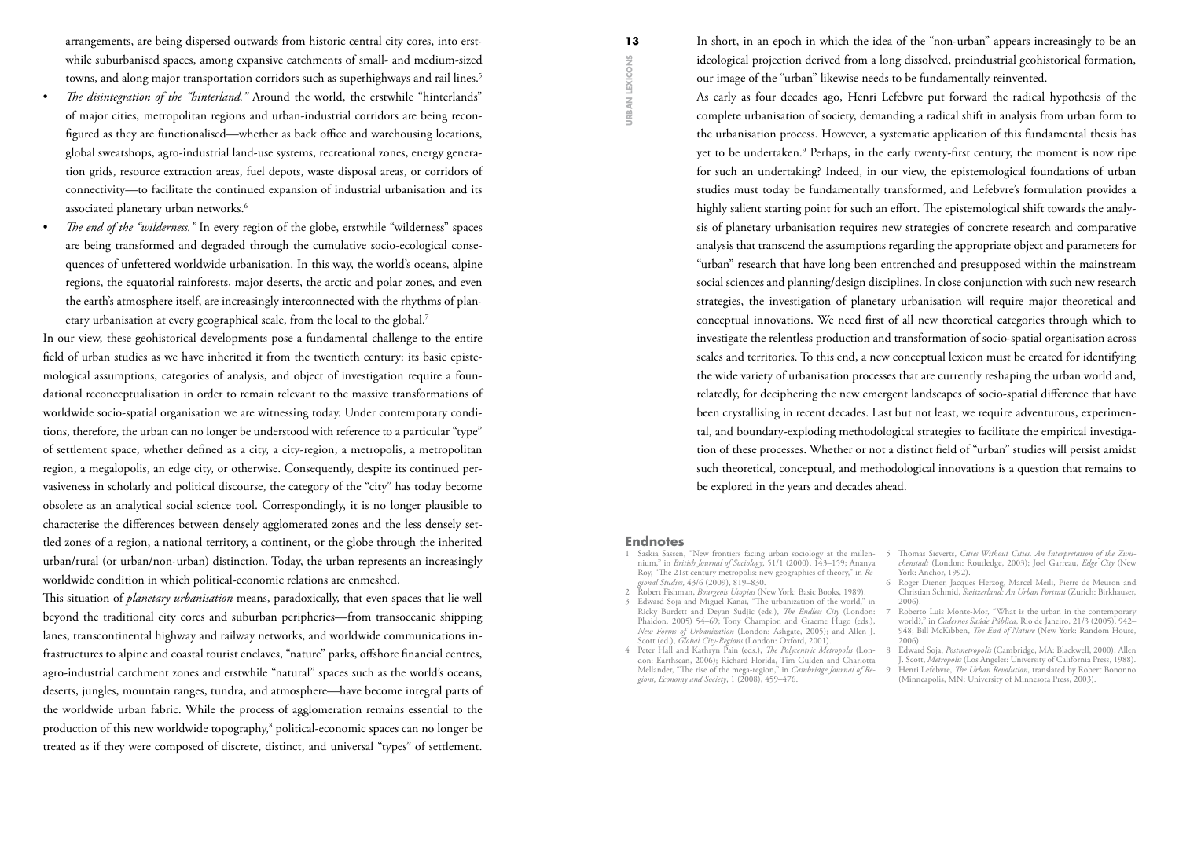arrangements, are being dispersed outwards from historic central city cores, into erstwhile suburbanised spaces, among expansive catchments of small- and medium-sized towns, and along major transportation corridors such as superhighways and rail lines.[5]

- *The disintegration of the "hinterland."* Around the world, the erstwhile "hinterlands" of major cities, metropolitan regions and urban-industrial corridors are being reconfigured as they are functionalised—whether as back office and warehousing locations, global sweatshops, agro-industrial land-use systems, recreational zones, energy generation grids, resource extraction areas, fuel depots, waste disposal areas, or corridors of connectivity—to facilitate the continued expansion of industrial urbanisation and its associated planetary urban networks.[6]
- *The end of the "wilderness."* In every region of the globe, erstwhile "wilderness" spaces are being transformed and degraded through the cumulative socio-ecological consequences of unfettered worldwide urbanisation. In this way, the world's oceans, alpine regions, the equatorial rainforests, major deserts, the arctic and polar zones, and even the earth's atmosphere itself, are increasingly interconnected with the rhythms of planetary urbanisation at every geographical scale, from the local to the global.[7]

In our view, these geohistorical developments pose a fundamental challenge to the entire field of urban studies as we have inherited it from the twentieth century: its basic epistemological assumptions, categories of analysis, and object of investigation require a foundational reconceptualisation in order to remain relevant to the massive transformations of worldwide socio-spatial organisation we are witnessing today. Under contemporary conditions, therefore, the urban can no longer be understood with reference to a particular "type" of settlement space, whether defined as a city, a city-region, a metropolis, a metropolitan region, a megalopolis, an edge city, or otherwise. Consequently, despite its continued pervasiveness in scholarly and political discourse, the category of the "city" has today become obsolete as an analytical social science tool. Correspondingly, it is no longer plausible to characterise the differences between densely agglomerated zones and the less densely settled zones of a region, a national territory, a continent, or the globe through the inherited urban/rural (or urban/non-urban) distinction. Today, the urban represents an increasingly worldwide condition in which political-economic relations are enmeshed.

This situation of *planetary urbanisation* means, paradoxically, that even spaces that lie well beyond the traditional city cores and suburban peripheries—from transoceanic shipping lanes, transcontinental highway and railway networks, and worldwide communications infrastructures to alpine and coastal tourist enclaves, "nature" parks, offshore financial centres, agro-industrial catchment zones and erstwhile "natural" spaces such as the world's oceans, deserts, jungles, mountain ranges, tundra, and atmosphere—have become integral parts of the worldwide urban fabric. While the process of agglomeration remains essential to the production of this new worldwide topography,[8] political-economic spaces can no longer be treated as if they were composed of discrete, distinct, and universal "types" of settlement.

In short, in an epoch in which the idea of the "non-urban" appears increasingly to be an ideological projection derived from a long dissolved, preindustrial geohistorical formation, our image of the "urban" likewise needs to be fundamentally reinvented.

As early as four decades ago, Henri Lefebvre put forward the radical hypothesis of the complete urbanisation of society, demanding a radical shift in analysis from urban form to the urbanisation process. However, a systematic application of this fundamental thesis has yet to be undertaken.[9] Perhaps, in the early twenty-first century, the moment is now ripe for such an undertaking? Indeed, in our view, the epistemological foundations of urban studies must today be fundamentally transformed, and Lefebvre's formulation provides a highly salient starting point for such an effort. The epistemological shift towards the analysis of planetary urbanisation requires new strategies of concrete research and comparative analysis that transcend the assumptions regarding the appropriate object and parameters for "urban" research that have long been entrenched and presupposed within the mainstream social sciences and planning/design disciplines. In close conjunction with such new research strategies, the investigation of planetary urbanisation will require major theoretical and conceptual innovations. We need first of all new theoretical categories through which to investigate the relentless production and transformation of socio-spatial organisation across scales and territories. To this end, a new conceptual lexicon must be created for identifying the wide variety of urbanisation processes that are currently reshaping the urban world and, relatedly, for deciphering the new emergent landscapes of socio-spatial difference that have been crystallising in recent decades. Last but not least, we require adventurous, experimental, and boundary-exploding methodological strategies to facilitate the empirical investigation of these processes. Whether or not a distinct field of "urban" studies will persist amidst such theoretical, conceptual, and methodological innovations is a question that remains to be explored in the years and decades ahead.

## Endnotes

1. Saskia Sassen, "New frontiers facing urban sociology at the millennium," in *British Journal of Sociology*, 51/1 (2000), 143–159; Ananya Roy, "The 21st century metropolis: new geographies of theory," in *Regional Studies*, 43/6 (2009), 819–830.
2. Robert Fishman, *Bourgeois Utopias* (New York: Basic Books, 1989).
3. Edward Soja and Miguel Kanai, "The urbanization of the world," in Ricky Burdett and Deyan Sudjic (eds.), *The Endless City* (London: Phaidon, 2005) 54–69; Tony Champion and Graeme Hugo (eds.), *New Forms of Urbanization* (London: Ashgate, 2005); and Allen J. Scott (ed.), *Global City-Regions* (London: Oxford, 2001).
4. Peter Hall and Kathryn Pain (eds.), *The Polycentric Metropolis* (London: Earthscan, 2006); Richard Florida, Tim Gulden and Charlotta Mellander, "The rise of the mega-region," in *Cambridge Journal of Regions, Economy and Society*, 1 (2008), 459–476.
5. Thomas Sieverts, *Cities Without Cities. An Interpretation of the Zwischenstadt* (London: Routledge, 2003); Joel Garreau, *Edge City* (New York: Anchor, 1992).
6. Roger Diener, Jacques Herzog, Marcel Meili, Pierre de Meuron and Christian Schmid, *Switzerland: An Urban Portrait* (Zurich: Birkhauser, 2006).
7. Roberto Luis Monte-Mor, "What is the urban in the contemporary world?," in *Cadernos Saúde Pública*, Rio de Janeiro, 21/3 (2005), 942–948; Bill McKibben, *The End of Nature* (New York: Random House, 2006).
8. Edward Soja, *Postmetropolis* (Cambridge, MA: Blackwell, 2000); Allen J. Scott, *Metropolis* (Los Angeles: University of California Press, 1988).
9. Henri Lefebvre, *The Urban Revolution*, translated by Robert Bononno (Minneapolis, MN: University of Minnesota Press, 2003).